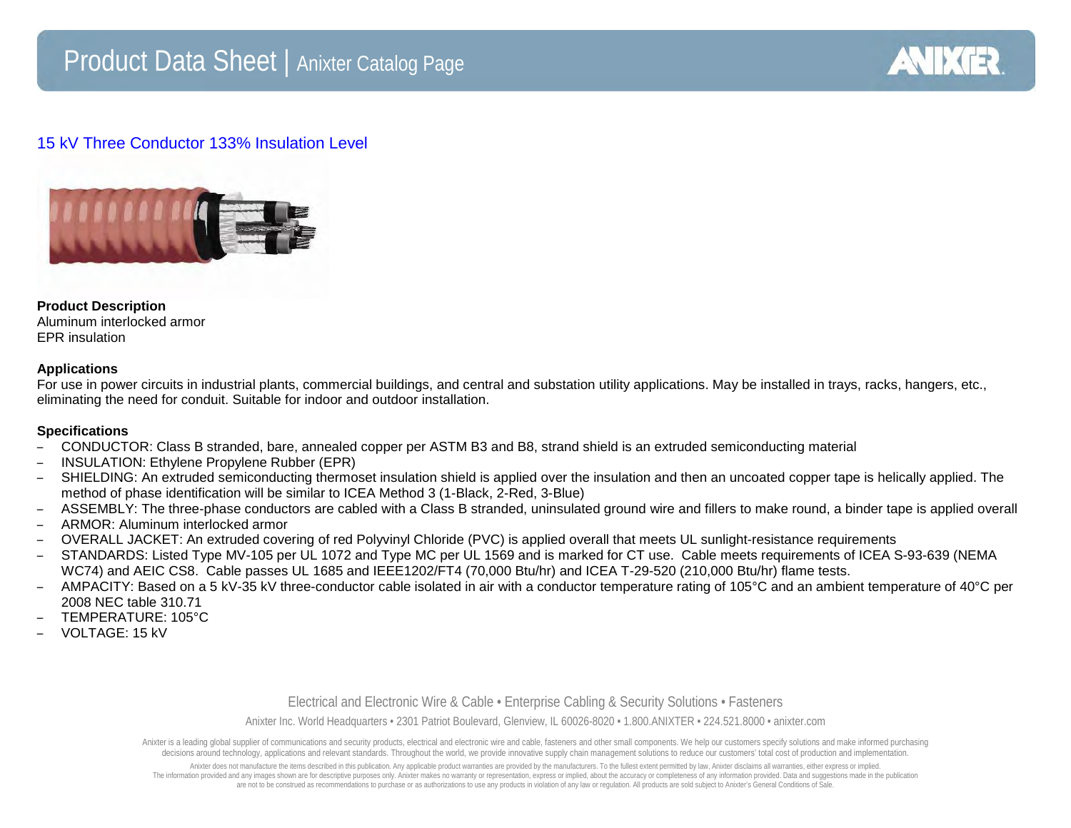# Product Data Sheet | Anixter Catalog Page

## 15 kV Three Conductor 133% Insulation Level

**Product Description**
Aluminum interlocked armor
EPR insulation

**Applications**
For use in power circuits in industrial plants, commercial buildings, and central and substation utility applications. May be installed in trays, racks, hangers, etc., eliminating the need for conduit. Suitable for indoor and outdoor installation.

**Specifications**

- CONDUCTOR: Class B stranded, bare, annealed copper per ASTM B3 and B8, strand shield is an extruded semiconducting material
- INSULATION: Ethylene Propylene Rubber (EPR)
- SHIELDING: An extruded semiconducting thermoset insulation shield is applied over the insulation and then an uncoated copper tape is helically applied. The method of phase identification will be similar to ICEA Method 3 (1-Black, 2-Red, 3-Blue)
- ASSEMBLY: The three-phase conductors are cabled with a Class B stranded, uninsulated ground wire and fillers to make round, a binder tape is applied overall
- ARMOR: Aluminum interlocked armor
- OVERALL JACKET: An extruded covering of red Polyvinyl Chloride (PVC) is applied overall that meets UL sunlight-resistance requirements
- STANDARDS: Listed Type MV-105 per UL 1072 and Type MC per UL 1569 and is marked for CT use. Cable meets requirements of ICEA S-93-639 (NEMA WC74) and AEIC CS8. Cable passes UL 1685 and IEEE1202/FT4 (70,000 Btu/hr) and ICEA T-29-520 (210,000 Btu/hr) flame tests.
- AMPACITY: Based on a 5 kV-35 kV three-conductor cable isolated in air with a conductor temperature rating of 105°C and an ambient temperature of 40°C per 2008 NEC table 310.71
- TEMPERATURE: 105°C
- VOLTAGE: 15 kV

Electrical and Electronic Wire & Cable • Enterprise Cabling & Security Solutions • Fasteners

Anixter Inc. World Headquarters • 2301 Patriot Boulevard, Glenview, IL 60026-8020 • 1.800.ANIXTER • 224.521.8000 • anixter.com

Anixter is a leading global supplier of communications and security products, electrical and electronic wire and cable, fasteners and other small components. We help our customers specify solutions and make informed purchasing decisions around technology, applications and relevant standards. Throughout the world, we provide innovative supply chain management solutions to reduce our customers' total cost of production and implementation.

Anixter does not manufacture the items described in this publication. Any applicable product warranties are provided by the manufacturers. To the fullest extent permitted by law, Anixter disclaims all warranties, either express or implied. The information provided and any images shown are for descriptive purposes only. Anixter makes no warranty or representation, express or implied, about the accuracy or completeness of any information provided. Data and suggestions made in the publication are not to be construed as recommendations to purchase or as authorizations to use any products in violation of any law or regulation. All products are sold subject to Anixter's General Conditions of Sale.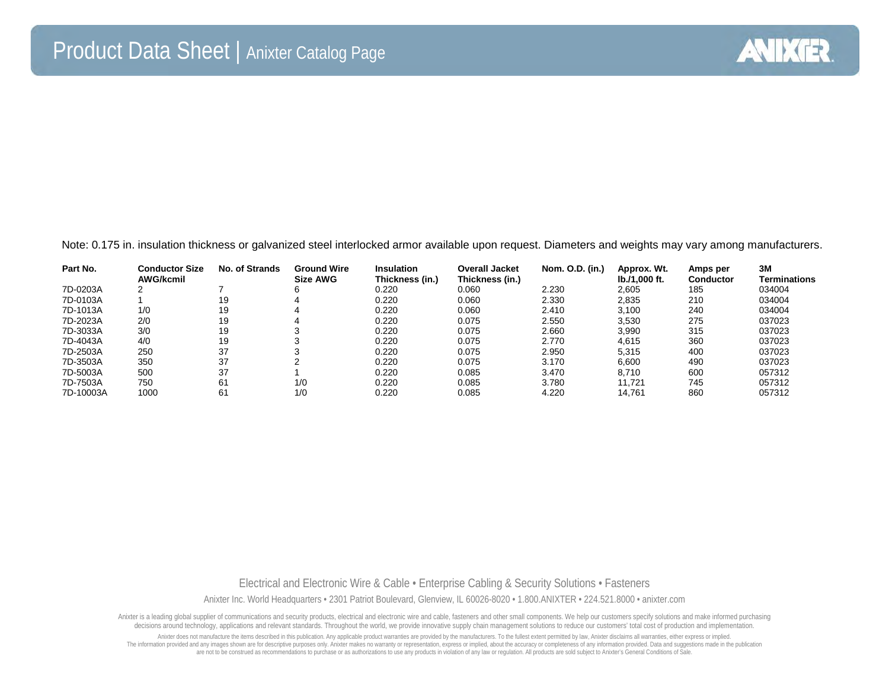Note: 0.175 in. insulation thickness or galvanized steel interlocked armor available upon request. Diameters and weights may vary among manufacturers.

| Part No. | Conductor Size AWG/kcmil | No. of Strands | Ground Wire Size AWG | Insulation Thickness (in.) | Overall Jacket Thickness (in.) | Nom. O.D. (in.) | Approx. Wt. lb./1,000 ft. | Amps per Conductor | 3M Terminations |
|---|---|---|---|---|---|---|---|---|---|
| 7D-0203A | 2 | 7 | 6 | 0.220 | 0.060 | 2.230 | 2,605 | 185 | 034004 |
| 7D-0103A | 1 | 19 | 4 | 0.220 | 0.060 | 2.330 | 2,835 | 210 | 034004 |
| 7D-1013A | 1/0 | 19 | 4 | 0.220 | 0.060 | 2.410 | 3,100 | 240 | 034004 |
| 7D-2023A | 2/0 | 19 | 4 | 0.220 | 0.075 | 2.550 | 3,530 | 275 | 037023 |
| 7D-3033A | 3/0 | 19 | 3 | 0.220 | 0.075 | 2.660 | 3,990 | 315 | 037023 |
| 7D-4043A | 4/0 | 19 | 3 | 0.220 | 0.075 | 2.770 | 4,615 | 360 | 037023 |
| 7D-2503A | 250 | 37 | 3 | 0.220 | 0.075 | 2.950 | 5,315 | 400 | 037023 |
| 7D-3503A | 350 | 37 | 2 | 0.220 | 0.075 | 3.170 | 6,600 | 490 | 037023 |
| 7D-5003A | 500 | 37 | 1 | 0.220 | 0.085 | 3.470 | 8,710 | 600 | 057312 |
| 7D-7503A | 750 | 61 | 1/0 | 0.220 | 0.085 | 3.780 | 11,721 | 745 | 057312 |
| 7D-10003A | 1000 | 61 | 1/0 | 0.220 | 0.085 | 4.220 | 14,761 | 860 | 057312 |

Electrical and Electronic Wire & Cable • Enterprise Cabling & Security Solutions • Fasteners

Anixter Inc. World Headquarters • 2301 Patriot Boulevard, Glenview, IL 60026-8020 • 1.800.ANIXTER • 224.521.8000 • anixter.com

Anixter is a leading global supplier of communications and security products, electrical and electronic wire and cable, fasteners and other small components. We help our customers specify solutions and make informed purchasing decisions around technology, applications and relevant standards. Throughout the world, we provide innovative supply chain management solutions to reduce our customers' total cost of production and implementation.

Anixter does not manufacture the items described in this publication. Any applicable product warranties are provided by the manufacturers. To the fullest extent permitted by law, Anixter disclaims all warranties, either express or implied. The information provided and any images shown are for descriptive purposes only. Anixter makes no warranty or representation, express or implied, about the accuracy or completeness of any information provided. Data and suggestions made in the publication are not to be construed as recommendations to purchase or as authorizations to use any products in violation of any law or regulation. All products are sold subject to Anixter's General Conditions of Sale.